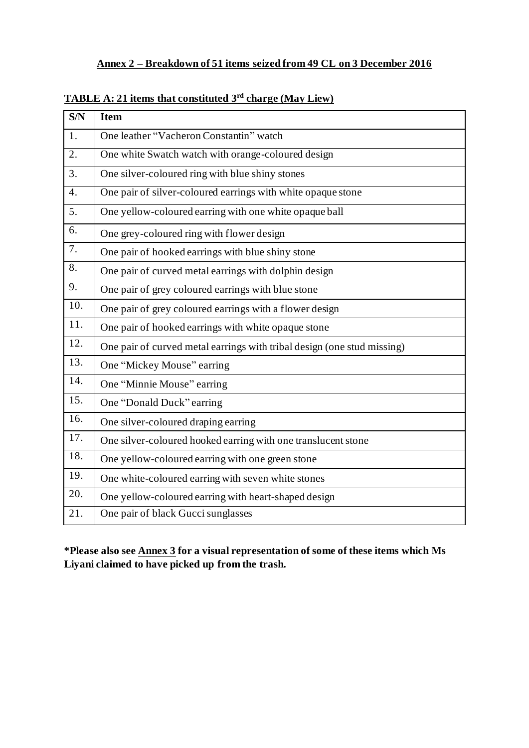## Annex 2 – Breakdown of 51 items seized from 49 CL on 3 December 2016

**TABLE A: 21 items that constituted 3rd charge (May Liew)**

| S/N | Item |
|---|---|
| 1. | One leather "Vacheron Constantin" watch |
| 2. | One white Swatch watch with orange-coloured design |
| 3. | One silver-coloured ring with blue shiny stones |
| 4. | One pair of silver-coloured earrings with white opaque stone |
| 5. | One yellow-coloured earring with one white opaque ball |
| 6. | One grey-coloured ring with flower design |
| 7. | One pair of hooked earrings with blue shiny stone |
| 8. | One pair of curved metal earrings with dolphin design |
| 9. | One pair of grey coloured earrings with blue stone |
| 10. | One pair of grey coloured earrings with a flower design |
| 11. | One pair of hooked earrings with white opaque stone |
| 12. | One pair of curved metal earrings with tribal design (one stud missing) |
| 13. | One "Mickey Mouse" earring |
| 14. | One "Minnie Mouse" earring |
| 15. | One "Donald Duck" earring |
| 16. | One silver-coloured draping earring |
| 17. | One silver-coloured hooked earring with one translucent stone |
| 18. | One yellow-coloured earring with one green stone |
| 19. | One white-coloured earring with seven white stones |
| 20. | One yellow-coloured earring with heart-shaped design |
| 21. | One pair of black Gucci sunglasses |

**\*Please also see Annex 3 for a visual representation of some of these items which Ms Liyani claimed to have picked up from the trash.**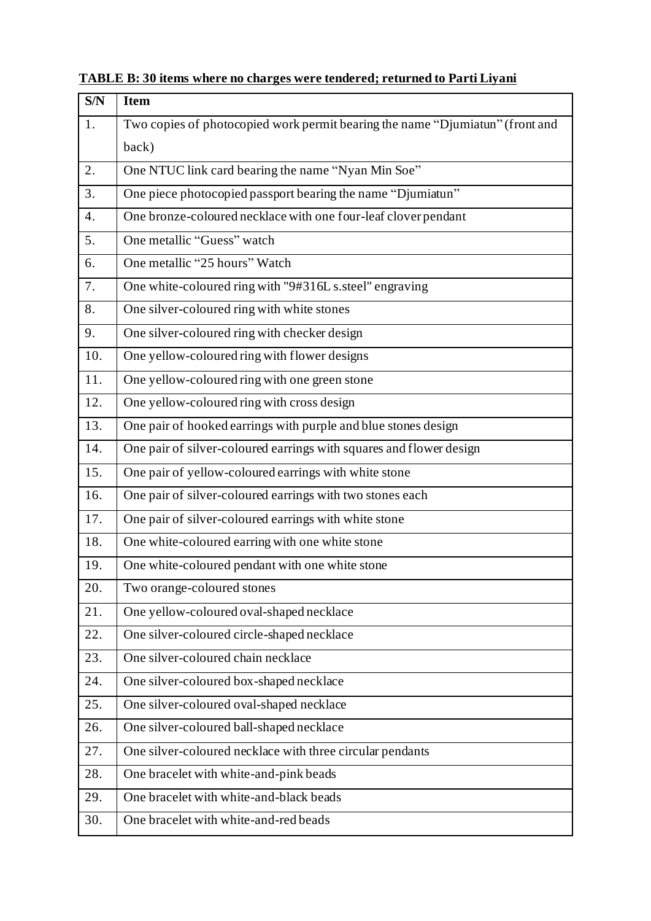**TABLE B: 30 items where no charges were tendered; returned to Parti Liyani**

| S/N | Item |
|---|---|
| 1. | Two copies of photocopied work permit bearing the name "Djumiatun" (front and back) |
| 2. | One NTUC link card bearing the name "Nyan Min Soe" |
| 3. | One piece photocopied passport bearing the name "Djumiatun" |
| 4. | One bronze-coloured necklace with one four-leaf clover pendant |
| 5. | One metallic "Guess" watch |
| 6. | One metallic "25 hours" Watch |
| 7. | One white-coloured ring with "9#316L s.steel" engraving |
| 8. | One silver-coloured ring with white stones |
| 9. | One silver-coloured ring with checker design |
| 10. | One yellow-coloured ring with flower designs |
| 11. | One yellow-coloured ring with one green stone |
| 12. | One yellow-coloured ring with cross design |
| 13. | One pair of hooked earrings with purple and blue stones design |
| 14. | One pair of silver-coloured earrings with squares and flower design |
| 15. | One pair of yellow-coloured earrings with white stone |
| 16. | One pair of silver-coloured earrings with two stones each |
| 17. | One pair of silver-coloured earrings with white stone |
| 18. | One white-coloured earring with one white stone |
| 19. | One white-coloured pendant with one white stone |
| 20. | Two orange-coloured stones |
| 21. | One yellow-coloured oval-shaped necklace |
| 22. | One silver-coloured circle-shaped necklace |
| 23. | One silver-coloured chain necklace |
| 24. | One silver-coloured box-shaped necklace |
| 25. | One silver-coloured oval-shaped necklace |
| 26. | One silver-coloured ball-shaped necklace |
| 27. | One silver-coloured necklace with three circular pendants |
| 28. | One bracelet with white-and-pink beads |
| 29. | One bracelet with white-and-black beads |
| 30. | One bracelet with white-and-red beads |